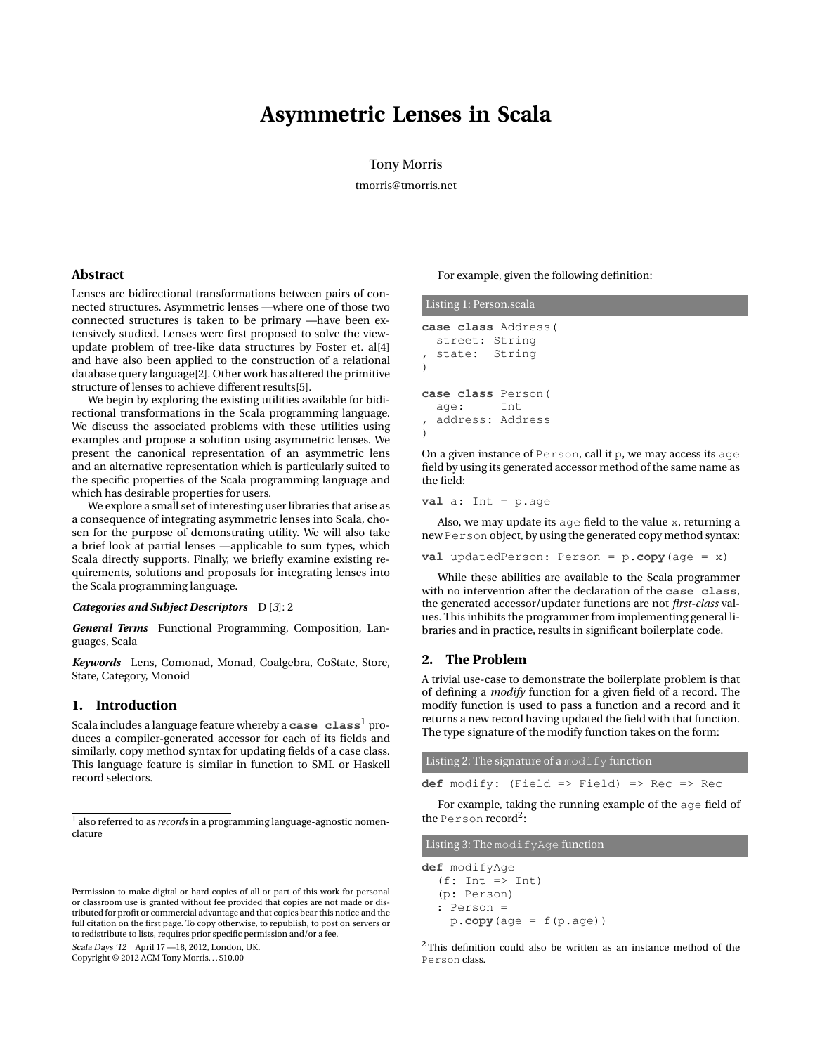# Asymmetric Lenses in Scala

Tony Morris

tmorris@tmorris.net

## Abstract

Lenses are bidirectional transformations between pairs of connected structures. Asymmetric lenses —where one of those two connected structures is taken to be primary —have been extensively studied. Lenses were first proposed to solve the view-update problem of tree-like data structures by Foster et. al[4] and have also been applied to the construction of a relational database query language[2]. Other work has altered the primitive structure of lenses to achieve different results[5].

We begin by exploring the existing utilities available for bidirectional transformations in the Scala programming language. We discuss the associated problems with these utilities using examples and propose a solution using asymmetric lenses. We present the canonical representation of an asymmetric lens and an alternative representation which is particularly suited to the specific properties of the Scala programming language and which has desirable properties for users.

We explore a small set of interesting user libraries that arise as a consequence of integrating asymmetric lenses into Scala, chosen for the purpose of demonstrating utility. We will also take a brief look at partial lenses —applicable to sum types, which Scala directly supports. Finally, we briefly examine existing requirements, solutions and proposals for integrating lenses into the Scala programming language.

***Categories and Subject Descriptors*** D [*3*]: 2

***General Terms*** Functional Programming, Composition, Languages, Scala

***Keywords*** Lens, Comonad, Monad, Coalgebra, CoState, Store, State, Category, Monoid

## 1. Introduction

Scala includes a language feature whereby a **case class**[1] produces a compiler-generated accessor for each of its fields and similarly, copy method syntax for updating fields of a case class. This language feature is similar in function to SML or Haskell record selectors.

[1] also referred to as *records* in a programming language-agnostic nomenclature

Permission to make digital or hard copies of all or part of this work for personal or classroom use is granted without fee provided that copies are not made or distributed for profit or commercial advantage and that copies bear this notice and the full citation on the first page. To copy otherwise, to republish, to post on servers or to redistribute to lists, requires prior specific permission and/or a fee.
*Scala Days '12* April 17 —18, 2012, London, UK.
Copyright © 2012 ACM Tony Morris. . . $10.00

For example, given the following definition:

Listing 1: Person.scala

```
case class Address(
  street: String
, state:  String
)

case class Person(
  age:     Int
, address: Address
)
```

On a given instance of `Person`, call it `p`, we may access its `age` field by using its generated accessor method of the same name as the field:

```
val a: Int = p.age
```

Also, we may update its `age` field to the value `x`, returning a new `Person` object, by using the generated copy method syntax:

```
val updatedPerson: Person = p.copy(age = x)
```

While these abilities are available to the Scala programmer with no intervention after the declaration of the **case class**, the generated accessor/updater functions are not *first-class* values. This inhibits the programmer from implementing general libraries and in practice, results in significant boilerplate code.

## 2. The Problem

A trivial use-case to demonstrate the boilerplate problem is that of defining a *modify* function for a given field of a record. The modify function is used to pass a function and a record and it returns a new record having updated the field with that function. The type signature of the modify function takes on the form:

Listing 2: The signature of a `modify` function

```
def modify: (Field => Field) => Rec => Rec
```

For example, taking the running example of the `age` field of the `Person` record[2]:

Listing 3: The `modifyAge` function

```
def modifyAge
  (f: Int => Int)
  (p: Person)
  : Person =
    p.copy(age = f(p.age))
```

[2] This definition could also be written as an instance method of the `Person` class.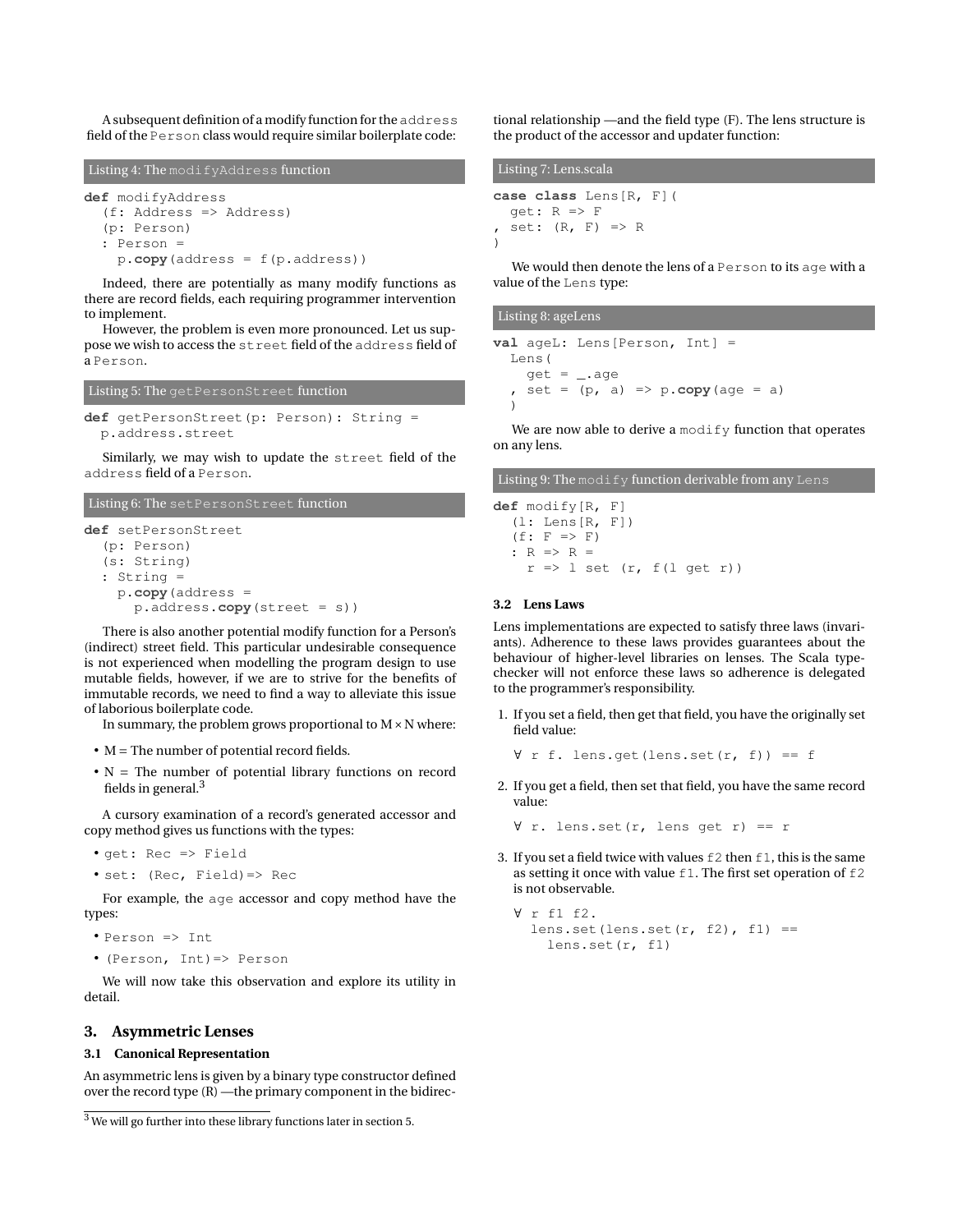A subsequent definition of a modify function for the `address` field of the `Person` class would require similar boilerplate code:

Listing 4: The `modifyAddress` function

```
def modifyAddress
  (f: Address => Address)
  (p: Person)
  : Person =
    p.copy(address = f(p.address))
```

Indeed, there are potentially as many modify functions as there are record fields, each requiring programmer intervention to implement.

However, the problem is even more pronounced. Let us suppose we wish to access the `street` field of the `address` field of a `Person`.

Listing 5: The `getPersonStreet` function

```
def getPersonStreet(p: Person): String =
  p.address.street
```

Similarly, we may wish to update the `street` field of the `address` field of a `Person`.

Listing 6: The `setPersonStreet` function

```
def setPersonStreet
  (p: Person)
  (s: String)
  : String =
    p.copy(address =
      p.address.copy(street = s))
```

There is also another potential modify function for a Person's (indirect) street field. This particular undesirable consequence is not experienced when modelling the program design to use mutable fields, however, if we are to strive for the benefits of immutable records, we need to find a way to alleviate this issue of laborious boilerplate code.

In summary, the problem grows proportional to M × N where:

- M = The number of potential record fields.
- N = The number of potential library functions on record fields in general.[3]

A cursory examination of a record's generated accessor and copy method gives us functions with the types:

- `get: Rec => Field`
- `set: (Rec, Field)=> Rec`

For example, the `age` accessor and copy method have the types:

- `Person => Int`
- `(Person, Int)=> Person`

We will now take this observation and explore its utility in detail.

## 3. Asymmetric Lenses

### 3.1 Canonical Representation

An asymmetric lens is given by a binary type constructor defined over the record type (R) —the primary component in the bidirectional relationship —and the field type (F). The lens structure is the product of the accessor and updater function:

Listing 7: Lens.scala

```
case class Lens[R, F](
  get: R => F
, set: (R, F) => R
)
```

We would then denote the lens of a `Person` to its `age` with a value of the `Lens` type:

Listing 8: ageLens

```
val ageL: Lens[Person, Int] =
  Lens(
    get = _.age
  , set = (p, a) => p.copy(age = a)
  )
```

We are now able to derive a `modify` function that operates on any lens.

Listing 9: The `modify` function derivable from any `Lens`

```
def modify[R, F]
  (l: Lens[R, F])
  (f: F => F)
  : R => R =
    r => l set (r, f(l get r))
```

### 3.2 Lens Laws

Lens implementations are expected to satisfy three laws (invariants). Adherence to these laws provides guarantees about the behaviour of higher-level libraries on lenses. The Scala type-checker will not enforce these laws so adherence is delegated to the programmer's responsibility.

1. If you set a field, then get that field, you have the originally set field value:

   `∀ r f. lens.get(lens.set(r, f)) == f`

2. If you get a field, then set that field, you have the same record value:

   `∀ r. lens.set(r, lens get r) == r`

3. If you set a field twice with values `f2` then `f1`, this is the same as setting it once with value `f1`. The first set operation of `f2` is not observable.

   ```
   ∀ r f1 f2.
     lens.set(lens.set(r, f2), f1) ==
       lens.set(r, f1)
   ```

[3] We will go further into these library functions later in section 5.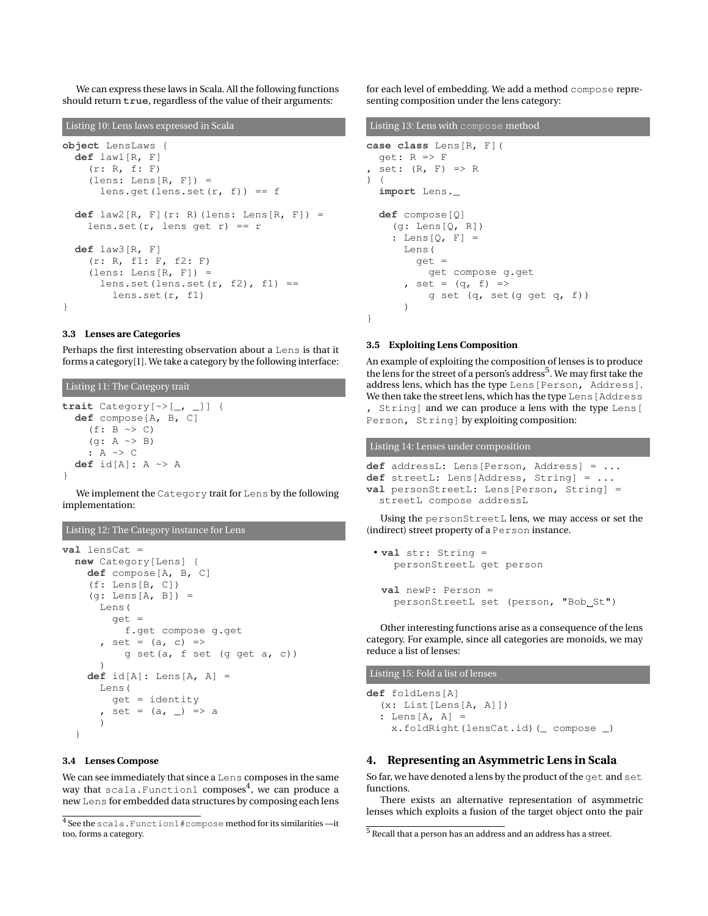We can express these laws in Scala. All the following functions should return **true**, regardless of the value of their arguments:

Listing 10: Lens laws expressed in Scala

```
object LensLaws {
  def law1[R, F]
    (r: R, f: F)
    (lens: Lens[R, F]) =
      lens.get(lens.set(r, f)) == f

  def law2[R, F](r: R)(lens: Lens[R, F]) =
    lens.set(r, lens get r) == r

  def law3[R, F]
    (r: R, f1: F, f2: F)
    (lens: Lens[R, F]) =
      lens.set(lens.set(r, f2), f1) ==
        lens.set(r, f1)
}
```

### 3.3 Lenses are Categories

Perhaps the first interesting observation about a Lens is that it forms a category[1]. We take a category by the following interface:

Listing 11: The Category trait

```
trait Category[~>[_, _]] {
  def compose[A, B, C]
    (f: B ~> C)
    (g: A ~> B)
    : A ~> C
  def id[A]: A ~> A
}
```

We implement the Category trait for Lens by the following implementation:

Listing 12: The Category instance for Lens

```
val lensCat =
  new Category[Lens] {
    def compose[A, B, C]
    (f: Lens[B, C])
    (g: Lens[A, B]) =
      Lens(
        get =
          f.get compose g.get
      , set = (a, c) =>
          g set(a, f set (g get a, c))
      )
    def id[A]: Lens[A, A] =
      Lens(
        get = identity
      , set = (a, _) => a
      )
  }
```

### 3.4 Lenses Compose

We can see immediately that since a Lens composes in the same way that scala.Function1 composes[4], we can produce a new Lens for embedded data structures by composing each lens for each level of embedding. We add a method compose representing composition under the lens category:

Listing 13: Lens with compose method

```
case class Lens[R, F](
  get: R => F
, set: (R, F) => R
) {
  import Lens._

  def compose[Q]
    (g: Lens[Q, R])
    : Lens[Q, F] =
      Lens(
        get =
          get compose g.get
      , set = (q, f) =>
          g set (q, set(g get q, f))
      )
}
```

### 3.5 Exploiting Lens Composition

An example of exploiting the composition of lenses is to produce the lens for the street of a person's address[5]. We may first take the address lens, which has the type Lens[Person, Address]. We then take the street lens, which has the type Lens[Address, String] and we can produce a lens with the type Lens[Person, String] by exploiting composition:

Listing 14: Lenses under composition

```
def addressL: Lens[Person, Address] = ...
def streetL: Lens[Address, String] = ...
val personStreetL: Lens[Person, String] =
  streetL compose addressL
```

Using the personStreetL lens, we may access or set the (indirect) street property of a Person instance.

- ```
  val str: String =
    personStreetL get person

  val newP: Person =
    personStreetL set (person, "Bob St")
  ```

Other interesting functions arise as a consequence of the lens category. For example, since all categories are monoids, we may reduce a list of lenses:

Listing 15: Fold a list of lenses

```
def foldLens[A]
  (x: List[Lens[A, A]])
  : Lens[A, A] =
    x.foldRight(lensCat.id)(_ compose _)
```

## 4. Representing an Asymmetric Lens in Scala

So far, we have denoted a lens by the product of the get and set functions.

There exists an alternative representation of asymmetric lenses which exploits a fusion of the target object onto the pair

[4] See the scala.Function1#compose method for its similarities—it too, forms a category.

[5] Recall that a person has an address and an address has a street.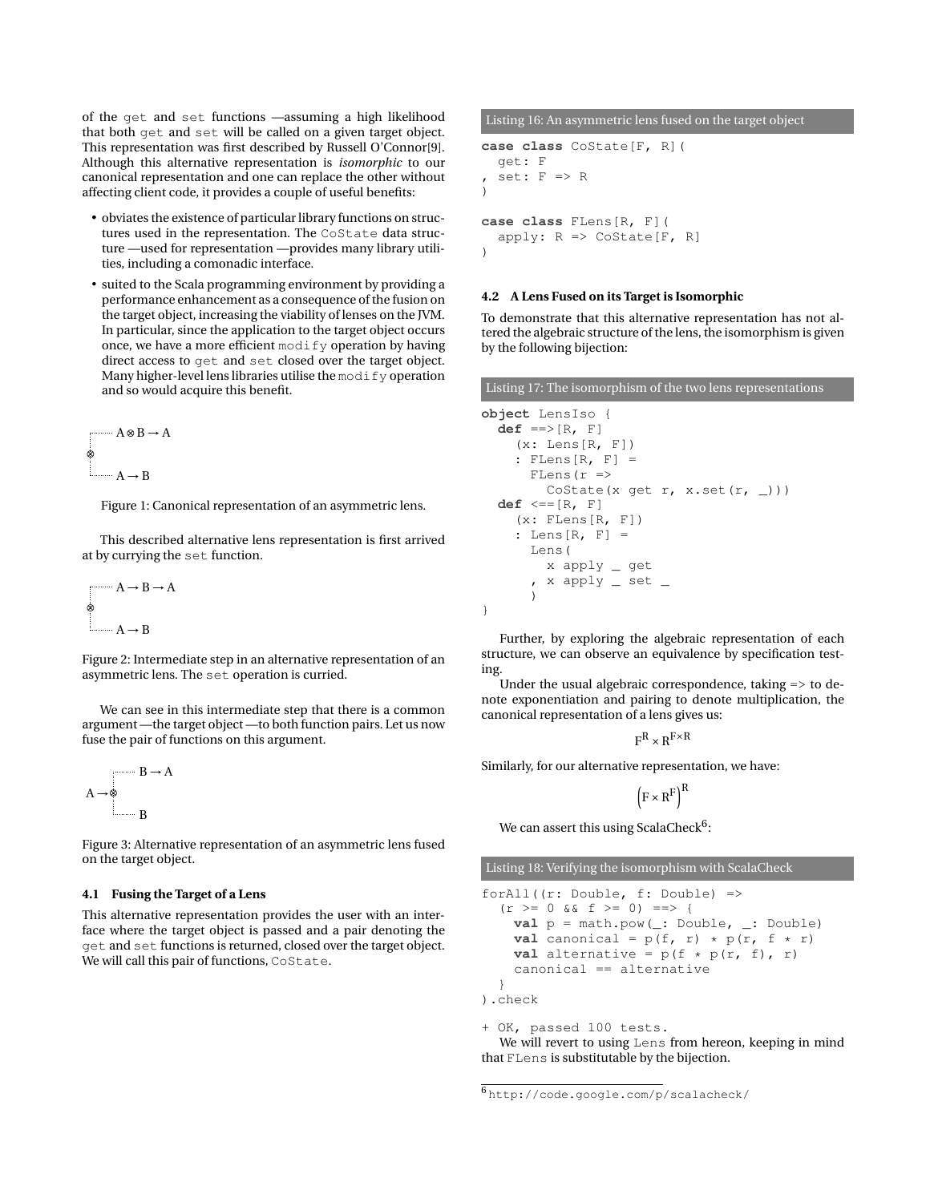of the get and set functions —assuming a high likelihood that both get and set will be called on a given target object. This representation was first described by Russell O'Connor[9]. Although this alternative representation is *isomorphic* to our canonical representation and one can replace the other without affecting client code, it provides a couple of useful benefits:

- obviates the existence of particular library functions on structures used in the representation. The CoState data structure —used for representation —provides many library utilities, including a comonadic interface.
- suited to the Scala programming environment by providing a performance enhancement as a consequence of the fusion on the target object, increasing the viability of lenses on the JVM. In particular, since the application to the target object occurs once, we have a more efficient modify operation by having direct access to get and set closed over the target object. Many higher-level lens libraries utilise the modify operation and so would acquire this benefit.

$$\otimes \begin{cases} A \otimes B \to A \\ A \to B \end{cases}$$

Figure 1: Canonical representation of an asymmetric lens.

This described alternative lens representation is first arrived at by currying the set function.

$$\otimes \begin{cases} A \to B \to A \\ A \to B \end{cases}$$

Figure 2: Intermediate step in an alternative representation of an asymmetric lens. The set operation is curried.

We can see in this intermediate step that there is a common argument —the target object —to both function pairs. Let us now fuse the pair of functions on this argument.

$$A \to \otimes \begin{cases} B \to A \\ B \end{cases}$$

Figure 3: Alternative representation of an asymmetric lens fused on the target object.

### 4.1 Fusing the Target of a Lens

This alternative representation provides the user with an interface where the target object is passed and a pair denoting the get and set functions is returned, closed over the target object. We will call this pair of functions, CoState.

Listing 16: An asymmetric lens fused on the target object

```
case class CoState[F, R](
  get: F
, set: F => R
)

case class FLens[R, F](
  apply: R => CoState[F, R]
)
```

### 4.2 A Lens Fused on its Target is Isomorphic

To demonstrate that this alternative representation has not altered the algebraic structure of the lens, the isomorphism is given by the following bijection:

Listing 17: The isomorphism of the two lens representations

```
object LensIso {
  def ==>[R, F]
    (x: Lens[R, F])
    : FLens[R, F] =
      FLens(r =>
        CoState(x get r, x.set(r, _)))
  def <==[R, F]
    (x: FLens[R, F])
    : Lens[R, F] =
      Lens(
        x apply _ get
      , x apply _ set _
      )
}
```

Further, by exploring the algebraic representation of each structure, we can observe an equivalence by specification testing.

Under the usual algebraic correspondence, taking => to denote exponentiation and pairing to denote multiplication, the canonical representation of a lens gives us:

$$F^R \times R^{F \times R}$$

Similarly, for our alternative representation, we have:

$$\left(F \times R^F\right)^R$$

We can assert this using ScalaCheck[6]:

Listing 18: Verifying the isomorphism with ScalaCheck

```
forAll((r: Double, f: Double) =>
  (r >= 0 && f >= 0) ==> {
    val p = math.pow(_: Double, _: Double)
    val canonical = p(f, r) * p(r, f * r)
    val alternative = p(f * p(r, f), r)
    canonical == alternative
  }
).check

+ OK, passed 100 tests.
```

We will revert to using Lens from hereon, keeping in mind that FLens is substitutable by the bijection.

[6] http://code.google.com/p/scalacheck/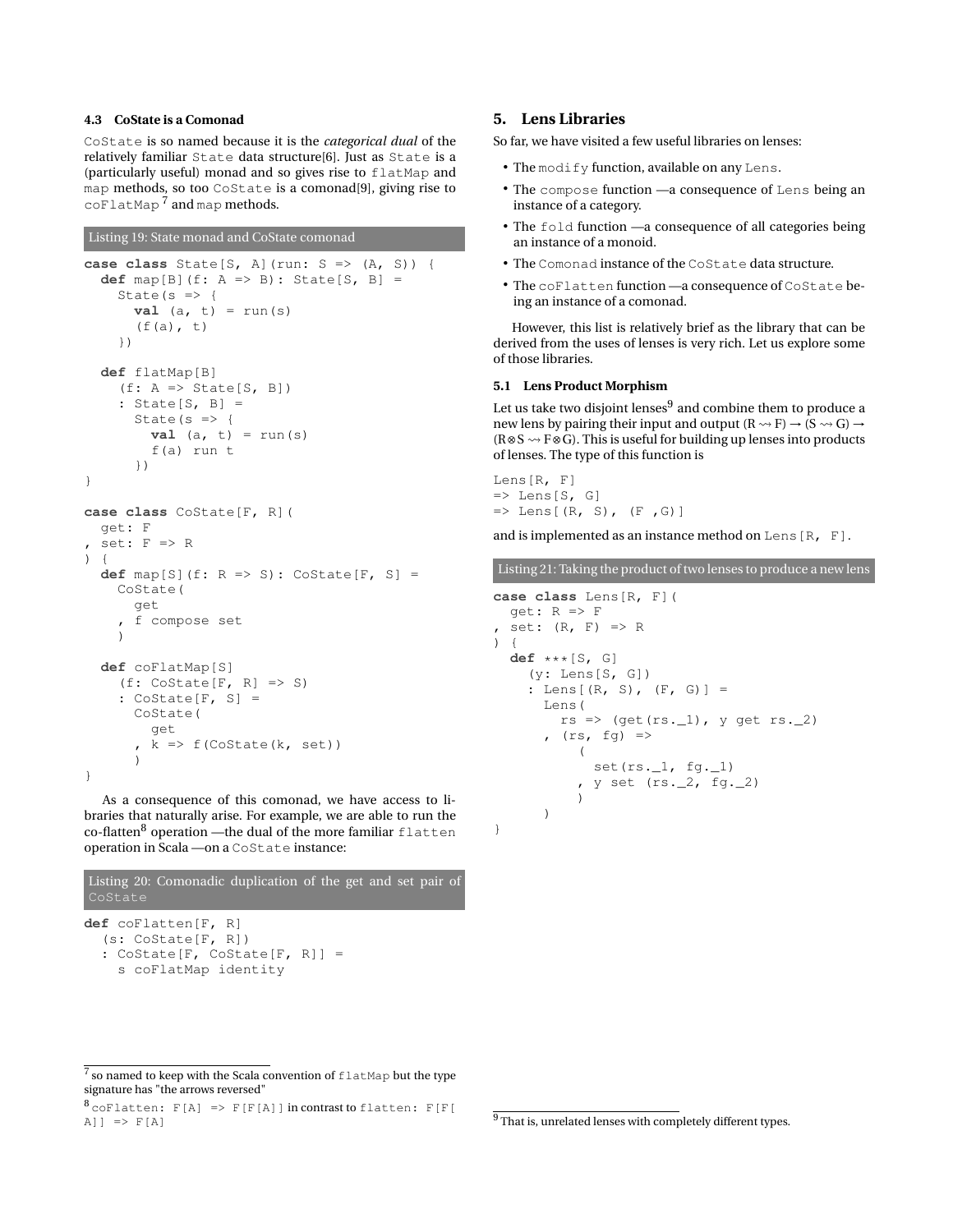### 4.3 CoState is a Comonad

`CoState` is so named because it is the *categorical dual* of the relatively familiar `State` data structure[6]. Just as `State` is a (particularly useful) monad and so gives rise to `flatMap` and `map` methods, so too `CoState` is a comonad[9], giving rise to `coFlatMap` [7] and `map` methods.

Listing 19: State monad and CoState comonad

```
case class State[S, A](run: S => (A, S)) {
  def map[B](f: A => B): State[S, B] =
    State(s => {
      val (a, t) = run(s)
      (f(a), t)
    })

  def flatMap[B]
    (f: A => State[S, B])
    : State[S, B] =
      State(s => {
        val (a, t) = run(s)
        f(a) run t
      })
}

case class CoState[F, R](
  get: F
, set: F => R
) {
  def map[S](f: R => S): CoState[F, S] =
    CoState(
      get
    , f compose set
    )

  def coFlatMap[S]
    (f: CoState[F, R] => S)
    : CoState[F, S] =
      CoState(
        get
      , k => f(CoState(k, set))
      )
}
```

As a consequence of this comonad, we have access to libraries that naturally arise. For example, we are able to run the co-flatten[8] operation —the dual of the more familiar `flatten` operation in Scala —on a `CoState` instance:

Listing 20: Comonadic duplication of the get and set pair of `CoState`

```
def coFlatten[F, R]
  (s: CoState[F, R])
  : CoState[F, CoState[F, R]] =
    s coFlatMap identity
```

[7] so named to keep with the Scala convention of `flatMap` but the type signature has "the arrows reversed"

[8] `coFlatten: F[A] => F[F[A]]` in contrast to `flatten: F[F[A]] => F[A]`

## 5. Lens Libraries

So far, we have visited a few useful libraries on lenses:

- The `modify` function, available on any `Lens`.
- The `compose` function —a consequence of `Lens` being an instance of a category.
- The `fold` function —a consequence of all categories being an instance of a monoid.
- The `Comonad` instance of the `CoState` data structure.
- The `coFlatten` function —a consequence of `CoState` being an instance of a comonad.

However, this list is relatively brief as the library that can be derived from the uses of lenses is very rich. Let us explore some of those libraries.

### 5.1 Lens Product Morphism

Let us take two disjoint lenses[9] and combine them to produce a new lens by pairing their input and output $(R \rightsquigarrow F) \rightarrow (S \rightsquigarrow G) \rightarrow (R \otimes S \rightsquigarrow F \otimes G)$. This is useful for building up lenses into products of lenses. The type of this function is

```
Lens[R, F]
=> Lens[S, G]
=> Lens[(R, S), (F ,G)]
```

and is implemented as an instance method on `Lens[R, F]`.

Listing 21: Taking the product of two lenses to produce a new lens

```
case class Lens[R, F](
  get: R => F
, set: (R, F) => R
) {
  def ***[S, G]
    (y: Lens[S, G])
    : Lens[(R, S), (F, G)] =
      Lens(
        rs => (get(rs._1), y get rs._2)
      , (rs, fg) =>
          (
            set(rs._1, fg._1)
          , y set (rs._2, fg._2)
          )
      )
}
```

[9] That is, unrelated lenses with completely different types.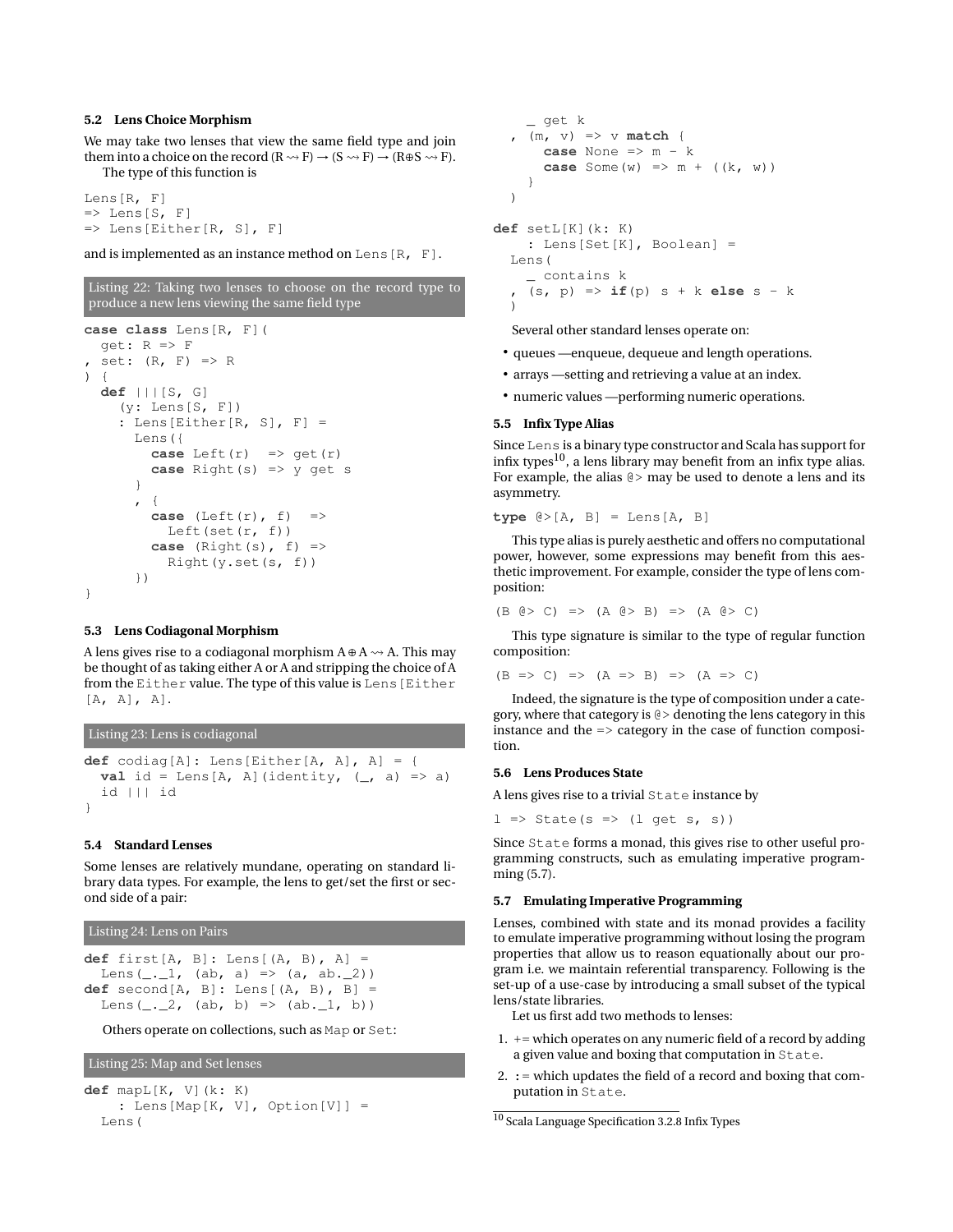### 5.2 Lens Choice Morphism

We may take two lenses that view the same field type and join them into a choice on the record (R ⇝ F) → (S ⇝ F) → (R⊕S ⇝ F).

The type of this function is

```
Lens[R, F]
=> Lens[S, F]
=> Lens[Either[R, S], F]
```

and is implemented as an instance method on `Lens[R, F]`.

Listing 22: Taking two lenses to choose on the record type to produce a new lens viewing the same field type

```
case class Lens[R, F](
  get: R => F
, set: (R, F) => R
) {
  def |||[S, G]
    (y: Lens[S, F])
    : Lens[Either[R, S], F] =
      Lens({
        case Left(r)  => get(r)
        case Right(s) => y get s
      }
      , {
        case (Left(r), f)  =>
          Left(set(r, f))
        case (Right(s), f) =>
          Right(y.set(s, f))
      })
}
```

### 5.3 Lens Codiagonal Morphism

A lens gives rise to a codiagonal morphism A ⊕ A ⇝ A. This may be thought of as taking either A or A and stripping the choice of A from the `Either` value. The type of this value is `Lens[Either [A, A], A]`.

Listing 23: Lens is codiagonal

```
def codiag[A]: Lens[Either[A, A], A] = {
  val id = Lens[A, A](identity, (_, a) => a)
  id ||| id
}
```

### 5.4 Standard Lenses

Some lenses are relatively mundane, operating on standard library data types. For example, the lens to get/set the first or second side of a pair:

Listing 24: Lens on Pairs

```
def first[A, B]: Lens[(A, B), A] =
  Lens(_._1, (ab, a) => (a, ab._2))
def second[A, B]: Lens[(A, B), B] =
  Lens(_._2, (ab, b) => (ab._1, b))
```

Others operate on collections, such as `Map` or `Set`:

Listing 25: Map and Set lenses

```
def mapL[K, V](k: K)
    : Lens[Map[K, V], Option[V]] =
  Lens(
    _ get k
  , (m, v) => v match {
      case None => m - k
      case Some(w) => m + ((k, w))
    }
  )

def setL[K](k: K)
    : Lens[Set[K], Boolean] =
  Lens(
    _ contains k
  , (s, p) => if(p) s + k else s - k
  )
```

Several other standard lenses operate on:

- queues —enqueue, dequeue and length operations.
- arrays —setting and retrieving a value at an index.
- numeric values —performing numeric operations.

### 5.5 Infix Type Alias

Since `Lens` is a binary type constructor and Scala has support for infix types[10], a lens library may benefit from an infix type alias. For example, the alias `@>` may be used to denote a lens and its asymmetry.

```
type @>[A, B] = Lens[A, B]
```

This type alias is purely aesthetic and offers no computational power, however, some expressions may benefit from this aesthetic improvement. For example, consider the type of lens composition:

```
(B @> C) => (A @> B) => (A @> C)
```

This type signature is similar to the type of regular function composition:

```
(B => C) => (A => B) => (A => C)
```

Indeed, the signature is the type of composition under a category, where that category is `@>` denoting the lens category in this instance and the `=>` category in the case of function composition.

### 5.6 Lens Produces State

A lens gives rise to a trivial `State` instance by

```
l => State(s => (l get s, s))
```

Since `State` forms a monad, this gives rise to other useful programming constructs, such as emulating imperative programming (5.7).

### 5.7 Emulating Imperative Programming

Lenses, combined with state and its monad provides a facility to emulate imperative programming without losing the program properties that allow us to reason equationally about our program i.e. we maintain referential transparency. Following is the set-up of a use-case by introducing a small subset of the typical lens/state libraries.

Let us first add two methods to lenses:

1. += which operates on any numeric field of a record by adding a given value and boxing that computation in `State`.
2. := which updates the field of a record and boxing that computation in `State`.

[10] Scala Language Specification 3.2.8 Infix Types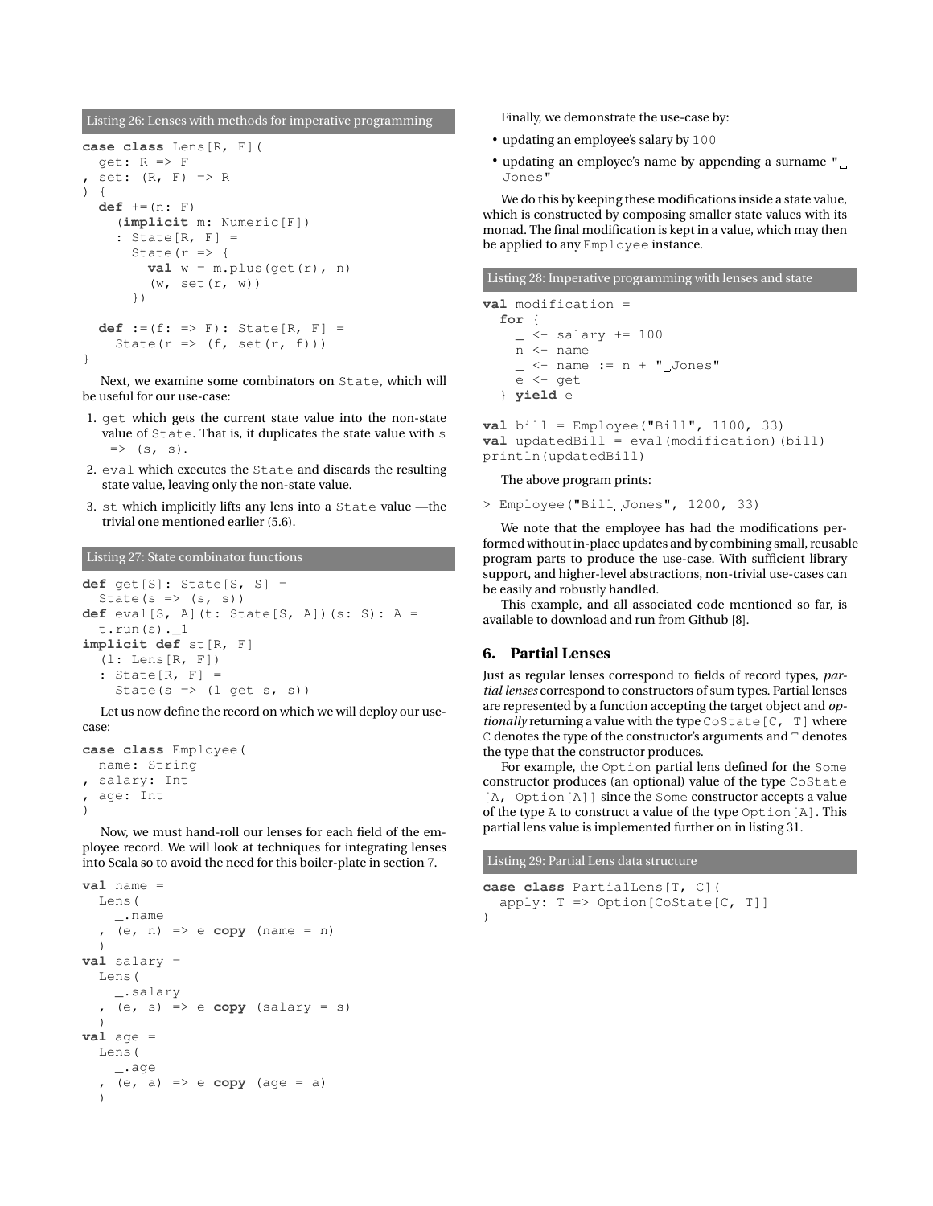Listing 26: Lenses with methods for imperative programming

```
case class Lens[R, F](
  get: R => F
, set: (R, F) => R
) {
  def +=(n: F)
    (implicit m: Numeric[F])
    : State[R, F] =
      State(r => {
        val w = m.plus(get(r), n)
        (w, set(r, w))
      })

  def :=(f: => F): State[R, F] =
    State(r => (f, set(r, f)))
}
```

Next, we examine some combinators on `State`, which will be useful for our use-case:

1. `get` which gets the current state value into the non-state value of `State`. That is, it duplicates the state value with `s => (s, s)`.
2. `eval` which executes the `State` and discards the resulting state value, leaving only the non-state value.
3. `st` which implicitly lifts any lens into a `State` value —the trivial one mentioned earlier (5.6).

Listing 27: State combinator functions

```
def get[S]: State[S, S] =
  State(s => (s, s))
def eval[S, A](t: State[S, A])(s: S): A =
  t.run(s)._1
implicit def st[R, F]
  (l: Lens[R, F])
  : State[R, F] =
    State(s => (l get s, s))
```

Let us now define the record on which we will deploy our use-case:

```
case class Employee(
  name: String
, salary: Int
, age: Int
)
```

Now, we must hand-roll our lenses for each field of the employee record. We will look at techniques for integrating lenses into Scala so to avoid the need for this boiler-plate in section 7.

```
val name =
  Lens(
    _.name
  , (e, n) => e copy (name = n)
  )
val salary =
  Lens(
    _.salary
  , (e, s) => e copy (salary = s)
  )
val age =
  Lens(
    _.age
  , (e, a) => e copy (age = a)
  )
```

Finally, we demonstrate the use-case by:

- updating an employee's salary by `100`
- updating an employee's name by appending a surname `" Jones"`

We do this by keeping these modifications inside a state value, which is constructed by composing smaller state values with its monad. The final modification is kept in a value, which may then be applied to any `Employee` instance.

Listing 28: Imperative programming with lenses and state

```
val modification =
  for {
    _ <- salary += 100
    n <- name
    _ <- name := n + " Jones"
    e <- get
  } yield e

val bill = Employee("Bill", 1100, 33)
val updatedBill = eval(modification)(bill)
println(updatedBill)
```

The above program prints:

```
> Employee("Bill Jones", 1200, 33)
```

We note that the employee has had the modifications performed without in-place updates and by combining small, reusable program parts to produce the use-case. With sufficient library support, and higher-level abstractions, non-trivial use-cases can be easily and robustly handled.

This example, and all associated code mentioned so far, is available to download and run from Github [8].

## 6. Partial Lenses

Just as regular lenses correspond to fields of record types, *partial lenses* correspond to constructors of sum types. Partial lenses are represented by a function accepting the target object and *optionally* returning a value with the type `CoState[C, T]` where `C` denotes the type of the constructor's arguments and `T` denotes the type that the constructor produces.

For example, the `Option` partial lens defined for the `Some` constructor produces (an optional) value of the type `CoState[A, Option[A]]` since the `Some` constructor accepts a value of the type `A` to construct a value of the type `Option[A]`. This partial lens value is implemented further on in listing 31.

Listing 29: Partial Lens data structure

```
case class PartialLens[T, C](
  apply: T => Option[CoState[C, T]]
)
```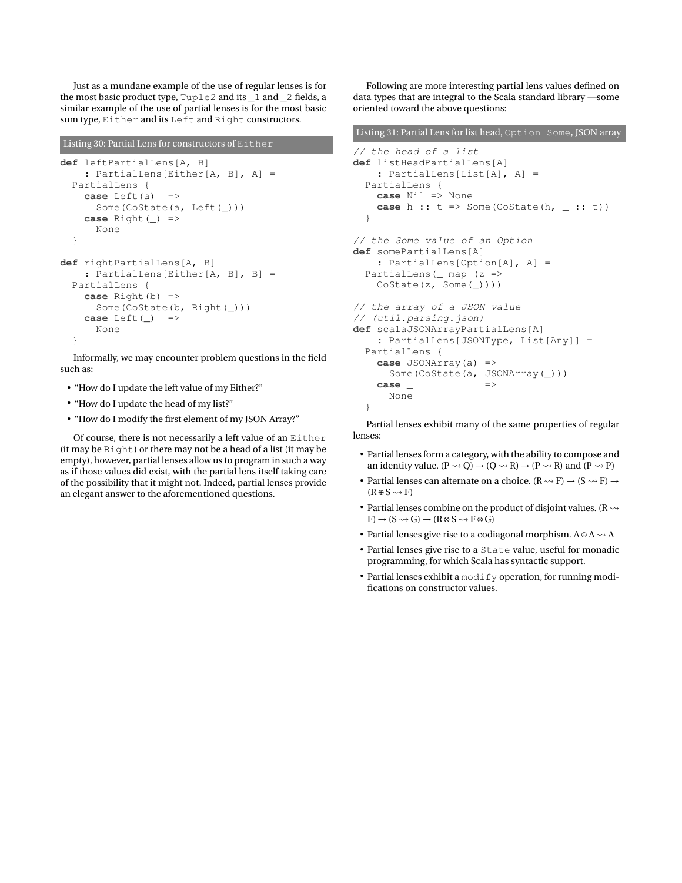Just as a mundane example of the use of regular lenses is for the most basic product type, `Tuple2` and its `_1` and `_2` fields, a similar example of the use of partial lenses is for the most basic sum type, `Either` and its `Left` and `Right` constructors.

Listing 30: Partial Lens for constructors of `Either`

```
def leftPartialLens[A, B]
    : PartialLens[Either[A, B], A] =
  PartialLens {
    case Left(a)  =>
      Some(CoState(a, Left(_)))
    case Right(_) =>
      None
  }

def rightPartialLens[A, B]
    : PartialLens[Either[A, B], B] =
  PartialLens {
    case Right(b) =>
      Some(CoState(b, Right(_)))
    case Left(_)  =>
      None
  }
```

Informally, we may encounter problem questions in the field such as:

- "How do I update the left value of my Either?"
- "How do I update the head of my list?"
- "How do I modify the first element of my JSON Array?"

Of course, there is not necessarily a left value of an `Either` (it may be `Right`) or there may not be a head of a list (it may be empty), however, partial lenses allow us to program in such a way as if those values did exist, with the partial lens itself taking care of the possibility that it might not. Indeed, partial lenses provide an elegant answer to the aforementioned questions.

Following are more interesting partial lens values defined on data types that are integral to the Scala standard library —some oriented toward the above questions:

Listing 31: Partial Lens for list head, `Option Some`, JSON array

```
// the head of a list
def listHeadPartialLens[A]
    : PartialLens[List[A], A] =
  PartialLens {
    case Nil => None
    case h :: t => Some(CoState(h, _ :: t))
  }

// the Some value of an Option
def somePartialLens[A]
    : PartialLens[Option[A], A] =
  PartialLens(_ map (z =>
    CoState(z, Some(_))))

// the array of a JSON value
// (util.parsing.json)
def scalaJSONArrayPartialLens[A]
    : PartialLens[JSONType, List[Any]] =
  PartialLens {
    case JSONArray(a) =>
      Some(CoState(a, JSONArray(_)))
    case _            =>
      None
  }
```

Partial lenses exhibit many of the same properties of regular lenses:

- Partial lenses form a category, with the ability to compose and an identity value. $(P \rightsquigarrow Q) \rightarrow (Q \rightsquigarrow R) \rightarrow (P \rightsquigarrow R)$ and $(P \rightsquigarrow P)$
- Partial lenses can alternate on a choice. $(R \rightsquigarrow F) \rightarrow (S \rightsquigarrow F) \rightarrow (R \oplus S \rightsquigarrow F)$
- Partial lenses combine on the product of disjoint values. $(R \rightsquigarrow F) \rightarrow (S \rightsquigarrow G) \rightarrow (R \otimes S \rightsquigarrow F \otimes G)$
- Partial lenses give rise to a codiagonal morphism. $A \oplus A \rightsquigarrow A$
- Partial lenses give rise to a `State` value, useful for monadic programming, for which Scala has syntactic support.
- Partial lenses exhibit a `modify` operation, for running modifications on constructor values.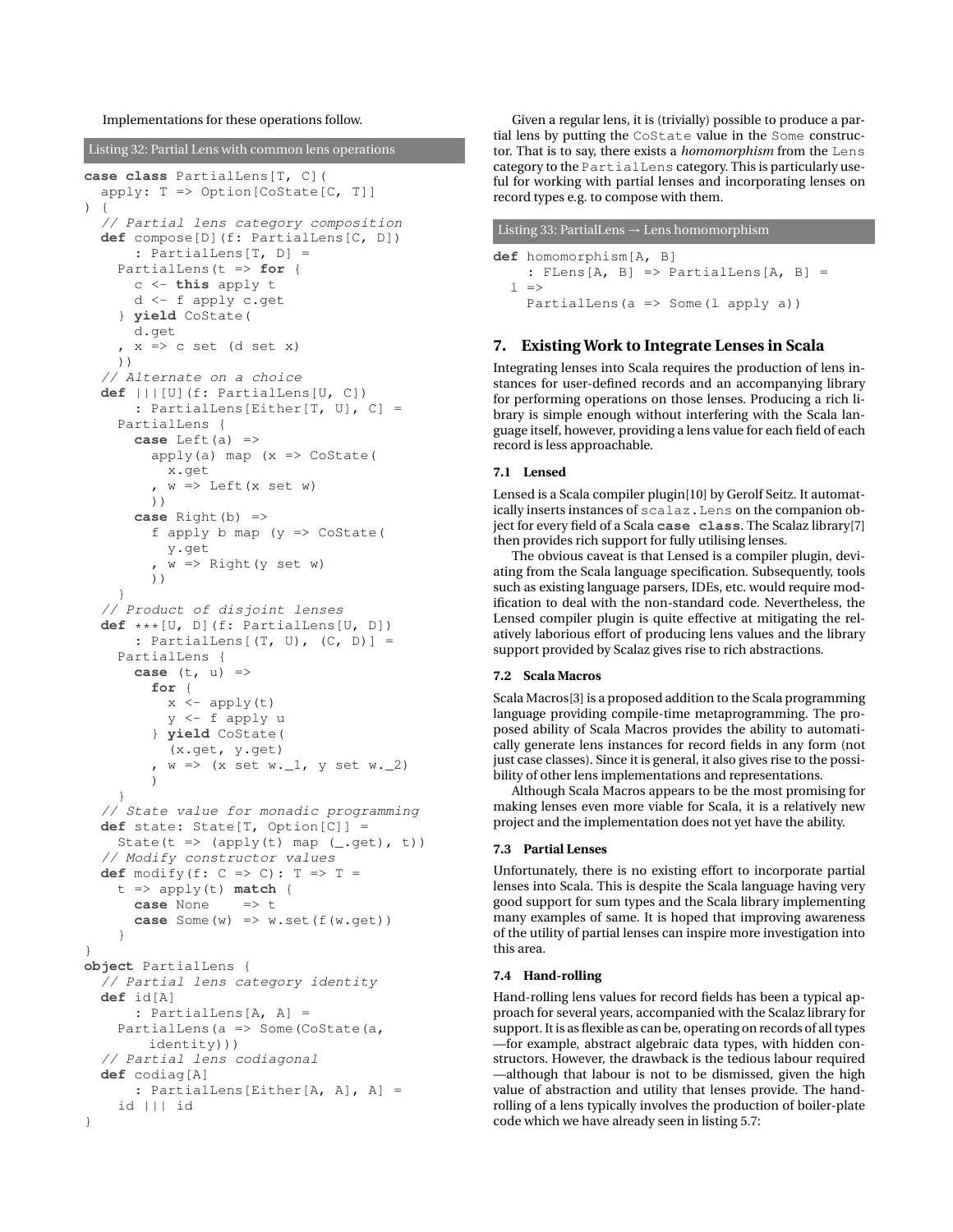Implementations for these operations follow.

Listing 32: Partial Lens with common lens operations

```
case class PartialLens[T, C](
  apply: T => Option[CoState[C, T]]
) {
  // Partial lens category composition
  def compose[D](f: PartialLens[C, D])
      : PartialLens[T, D] =
    PartialLens(t => for {
      c <- this apply t
      d <- f apply c.get
    } yield CoState(
      d.get
    , x => c set (d set x)
    ))
  // Alternate on a choice
  def |||[U](f: PartialLens[U, C])
      : PartialLens[Either[T, U], C] =
    PartialLens {
      case Left(a) =>
        apply(a) map (x => CoState(
          x.get
        , w => Left(x set w)
        ))
      case Right(b) =>
        f apply b map (y => CoState(
          y.get
        , w => Right(y set w)
        ))
    }
  // Product of disjoint lenses
  def ***[U, D](f: PartialLens[U, D])
      : PartialLens[(T, U), (C, D)] =
    PartialLens {
      case (t, u) =>
        for {
          x <- apply(t)
          y <- f apply u
        } yield CoState(
          (x.get, y.get)
        , w => (x set w._1, y set w._2)
        )
    }
  // State value for monadic programming
  def state: State[T, Option[C]] =
    State(t => (apply(t) map (_.get), t))
  // Modify constructor values
  def modify(f: C => C): T => T =
    t => apply(t) match {
      case None    => t
      case Some(w) => w.set(f(w.get))
    }
}
object PartialLens {
  // Partial lens category identity
  def id[A]
      : PartialLens[A, A] =
    PartialLens(a => Some(CoState(a,
        identity)))
  // Partial lens codiagonal
  def codiag[A]
      : PartialLens[Either[A, A], A] =
    id ||| id
}
```

Given a regular lens, it is (trivially) possible to produce a partial lens by putting the `CoState` value in the `Some` constructor. That is to say, there exists a *homomorphism* from the `Lens` category to the `PartialLens` category. This is particularly useful for working with partial lenses and incorporating lenses on record types e.g. to compose with them.

Listing 33: PartialLens → Lens homomorphism

```
def homomorphism[A, B]
    : FLens[A, B] => PartialLens[A, B] =
  l =>
    PartialLens(a => Some(l apply a))
```

## 7. Existing Work to Integrate Lenses in Scala

Integrating lenses into Scala requires the production of lens instances for user-defined records and an accompanying library for performing operations on those lenses. Producing a rich library is simple enough without interfering with the Scala language itself, however, providing a lens value for each field of each record is less approachable.

### 7.1 Lensed

Lensed is a Scala compiler plugin[10] by Gerolf Seitz. It automatically inserts instances of `scalaz.Lens` on the companion object for every field of a Scala **`case class`**. The Scalaz library[7] then provides rich support for fully utilising lenses.

The obvious caveat is that Lensed is a compiler plugin, deviating from the Scala language specification. Subsequently, tools such as existing language parsers, IDEs, etc. would require modification to deal with the non-standard code. Nevertheless, the Lensed compiler plugin is quite effective at mitigating the relatively laborious effort of producing lens values and the library support provided by Scalaz gives rise to rich abstractions.

### 7.2 Scala Macros

Scala Macros[3] is a proposed addition to the Scala programming language providing compile-time metaprogramming. The proposed ability of Scala Macros provides the ability to automatically generate lens instances for record fields in any form (not just case classes). Since it is general, it also gives rise to the possibility of other lens implementations and representations.

Although Scala Macros appears to be the most promising for making lenses even more viable for Scala, it is a relatively new project and the implementation does not yet have the ability.

### 7.3 Partial Lenses

Unfortunately, there is no existing effort to incorporate partial lenses into Scala. This is despite the Scala language having very good support for sum types and the Scala library implementing many examples of same. It is hoped that improving awareness of the utility of partial lenses can inspire more investigation into this area.

### 7.4 Hand-rolling

Hand-rolling lens values for record fields has been a typical approach for several years, accompanied with the Scalaz library for support. It is as flexible as can be, operating on records of all types —for example, abstract algebraic data types, with hidden constructors. However, the drawback is the tedious labour required —although that labour is not to be dismissed, given the high value of abstraction and utility that lenses provide. The hand-rolling of a lens typically involves the production of boiler-plate code which we have already seen in listing 5.7: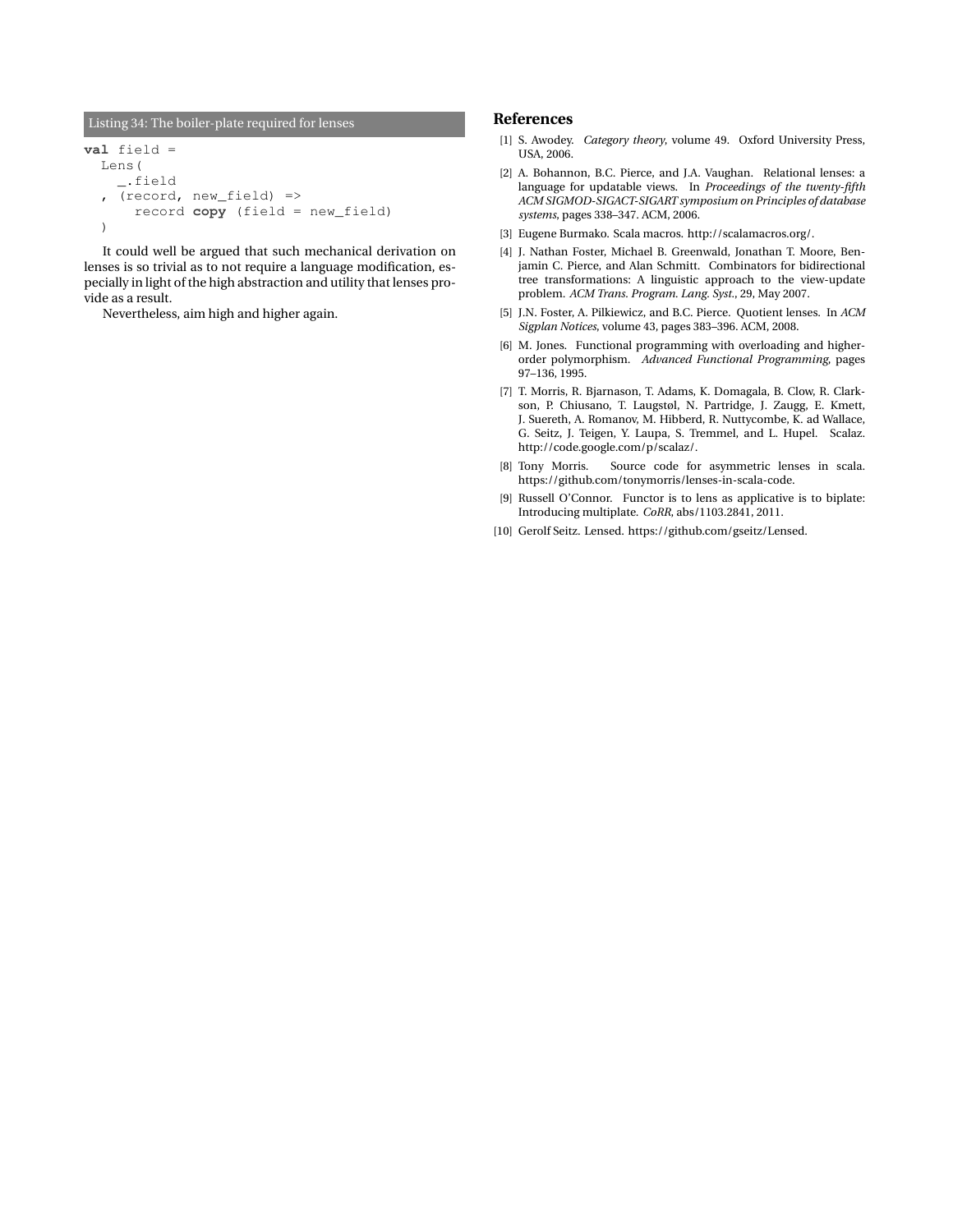Listing 34: The boiler-plate required for lenses

```
val field =
  Lens(
    _.field
  , (record, new_field) =>
      record copy (field = new_field)
  )
```

It could well be argued that such mechanical derivation on lenses is so trivial as to not require a language modification, especially in light of the high abstraction and utility that lenses provide as a result.

Nevertheless, aim high and higher again.

## References

[1] S. Awodey. *Category theory*, volume 49. Oxford University Press, USA, 2006.

[2] A. Bohannon, B.C. Pierce, and J.A. Vaughan. Relational lenses: a language for updatable views. In *Proceedings of the twenty-fifth ACM SIGMOD-SIGACT-SIGART symposium on Principles of database systems*, pages 338–347. ACM, 2006.

[3] Eugene Burmako. Scala macros. http://scalamacros.org/.

[4] J. Nathan Foster, Michael B. Greenwald, Jonathan T. Moore, Benjamin C. Pierce, and Alan Schmitt. Combinators for bidirectional tree transformations: A linguistic approach to the view-update problem. *ACM Trans. Program. Lang. Syst.*, 29, May 2007.

[5] J.N. Foster, A. Pilkiewicz, and B.C. Pierce. Quotient lenses. In *ACM Sigplan Notices*, volume 43, pages 383–396. ACM, 2008.

[6] M. Jones. Functional programming with overloading and higher-order polymorphism. *Advanced Functional Programming*, pages 97–136, 1995.

[7] T. Morris, R. Bjarnason, T. Adams, K. Domagala, B. Clow, R. Clarkson, P. Chiusano, T. Laugstøl, N. Partridge, J. Zaugg, E. Kmett, J. Suereth, A. Romanov, M. Hibberd, R. Nuttycombe, K. ad Wallace, G. Seitz, J. Teigen, Y. Laupa, S. Tremmel, and L. Hupel. Scalaz. http://code.google.com/p/scalaz/.

[8] Tony Morris. Source code for asymmetric lenses in scala. https://github.com/tonymorris/lenses-in-scala-code.

[9] Russell O'Connor. Functor is to lens as applicative is to biplate: Introducing multiplate. *CoRR*, abs/1103.2841, 2011.

[10] Gerolf Seitz. Lensed. https://github.com/gseitz/Lensed.